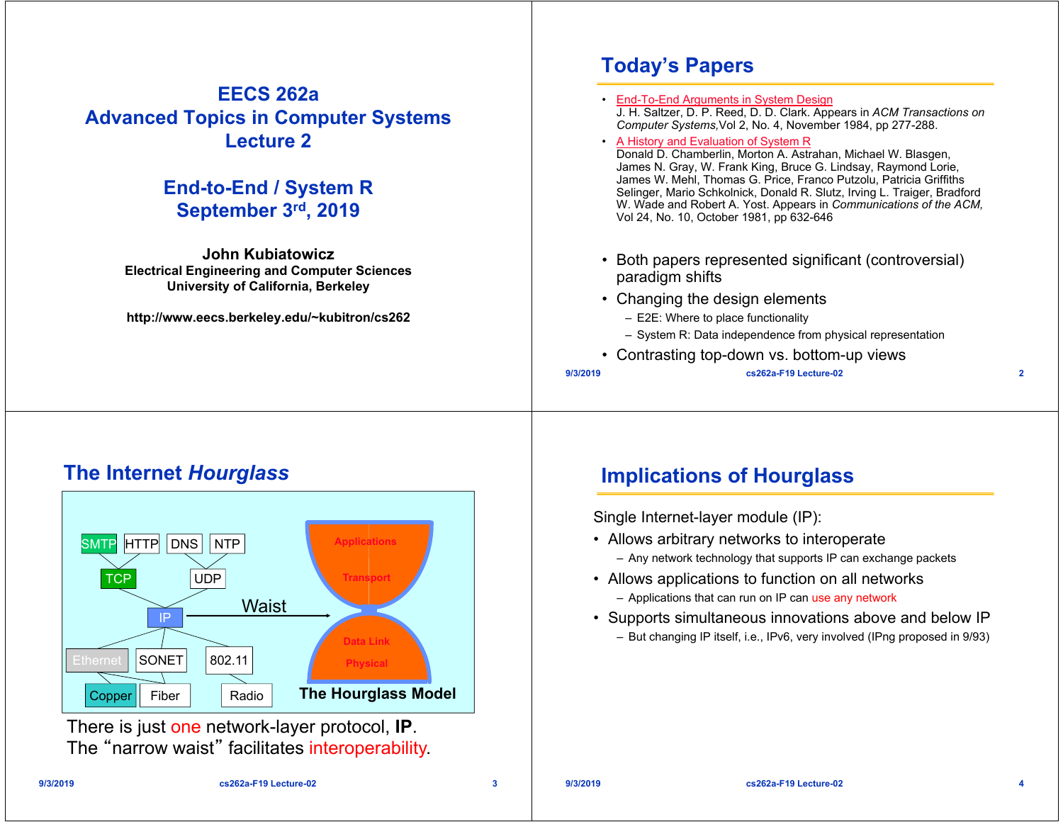# EECS 262a
# Advanced Topics in Computer Systems
# Lecture 2

## End-to-End / System R
## September 3rd, 2019

**John Kubiatowicz**
**Electrical Engineering and Computer Sciences**
**University of California, Berkeley**

**http://www.eecs.berkeley.edu/~kubitron/cs262**

## Today's Papers

- End-To-End Arguments in System Design
  J. H. Saltzer, D. P. Reed, D. D. Clark. Appears in *ACM Transactions on Computer Systems,* Vol 2, No. 4, November 1984, pp 277-288.
- A History and Evaluation of System R
  Donald D. Chamberlin, Morton A. Astrahan, Michael W. Blasgen, James N. Gray, W. Frank King, Bruce G. Lindsay, Raymond Lorie, James W. Mehl, Thomas G. Price, Franco Putzolu, Patricia Griffiths Selinger, Mario Schkolnick, Donald R. Slutz, Irving L. Traiger, Bradford W. Wade and Robert A. Yost. Appears in *Communications of the ACM,* Vol 24, No. 10, October 1981, pp 632-646

- Both papers represented significant (controversial) paradigm shifts
- Changing the design elements
  - E2E: Where to place functionality
  - System R: Data independence from physical representation
- Contrasting top-down vs. bottom-up views

## The Internet *Hourglass*

SMTP HTTP DNS NTP

TCP UDP

IP → Waist

Ethernet SONET 802.11

Copper Fiber Radio

Applications / Transport / Data Link / Physical

**The Hourglass Model**

There is just one network-layer protocol, **IP**.
The "narrow waist" facilitates interoperability.

## Implications of Hourglass

Single Internet-layer module (IP):

- Allows arbitrary networks to interoperate
  - Any network technology that supports IP can exchange packets
- Allows applications to function on all networks
  - Applications that can run on IP can use any network
- Supports simultaneous innovations above and below IP
  - But changing IP itself, i.e., IPv6, very involved (IPng proposed in 9/93)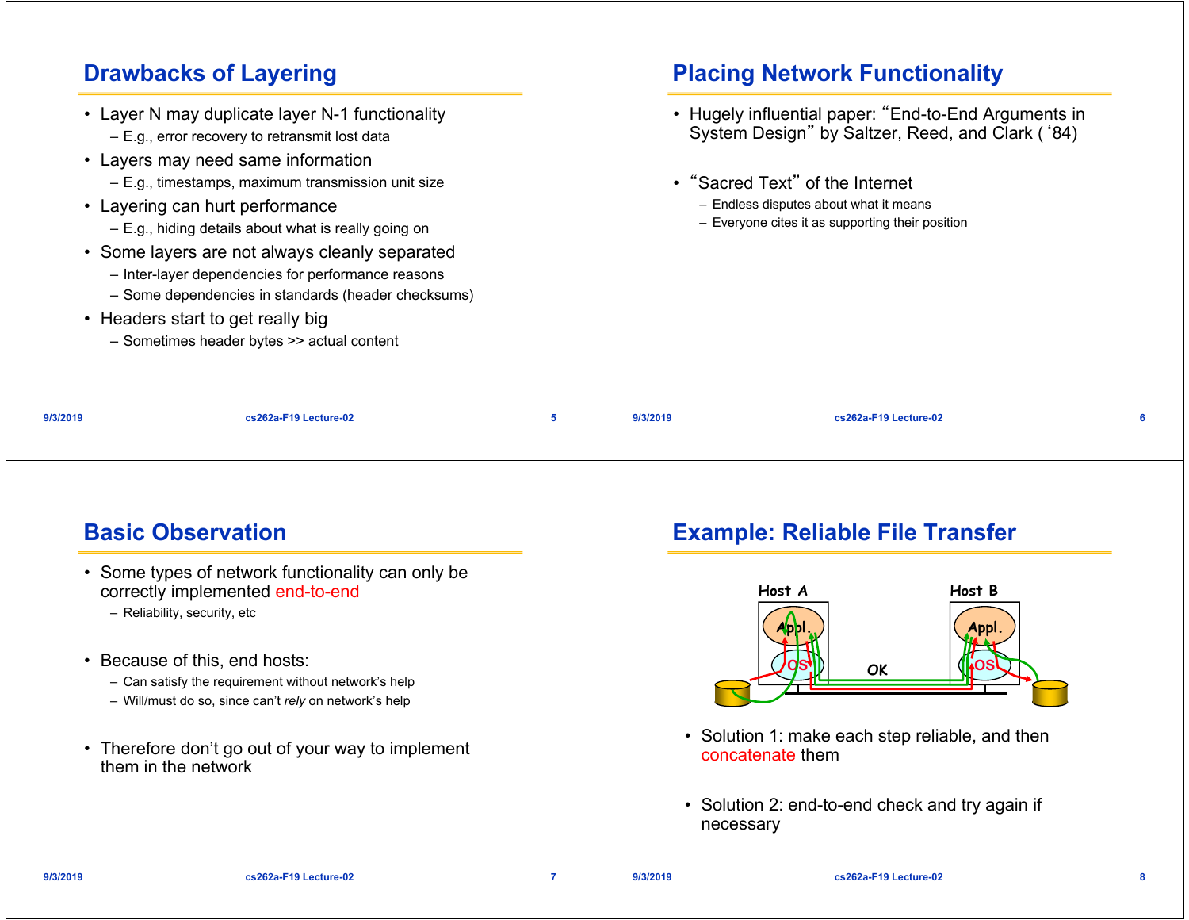## Drawbacks of Layering

- Layer N may duplicate layer N-1 functionality
  - E.g., error recovery to retransmit lost data
- Layers may need same information
  - E.g., timestamps, maximum transmission unit size
- Layering can hurt performance
  - E.g., hiding details about what is really going on
- Some layers are not always cleanly separated
  - Inter-layer dependencies for performance reasons
  - Some dependencies in standards (header checksums)
- Headers start to get really big
  - Sometimes header bytes >> actual content

## Placing Network Functionality

- Hugely influential paper: "End-to-End Arguments in System Design" by Saltzer, Reed, and Clark ('84)
- "Sacred Text" of the Internet
  - Endless disputes about what it means
  - Everyone cites it as supporting their position

## Basic Observation

- Some types of network functionality can only be correctly implemented end-to-end
  - Reliability, security, etc
- Because of this, end hosts:
  - Can satisfy the requirement without network's help
  - Will/must do so, since can't *rely* on network's help
- Therefore don't go out of your way to implement them in the network

## Example: Reliable File Transfer

Host A — Appl. — OS — OK — Host B — Appl. — OS

- Solution 1: make each step reliable, and then concatenate them
- Solution 2: end-to-end check and try again if necessary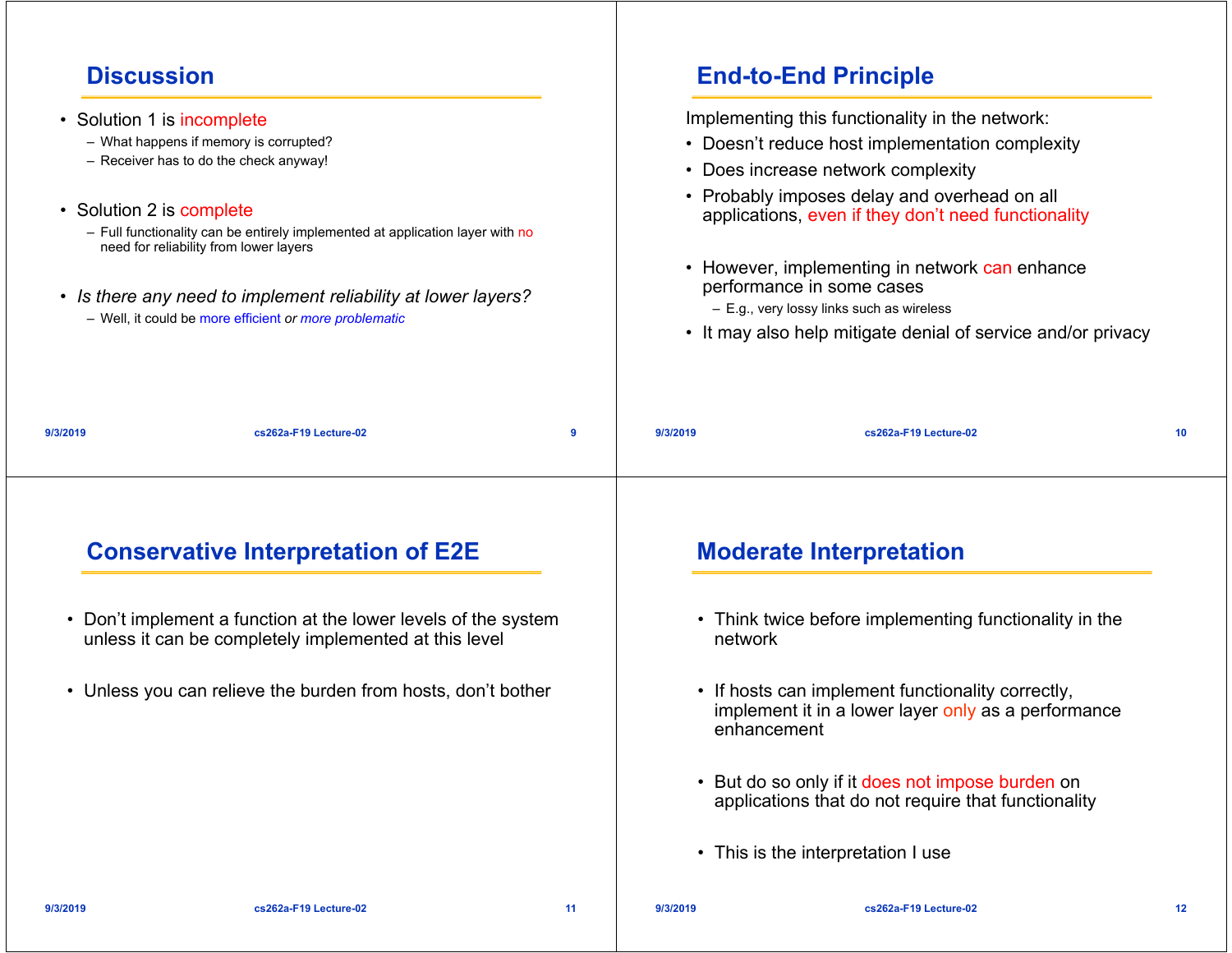## Discussion

- Solution 1 is incomplete
  - What happens if memory is corrupted?
  - Receiver has to do the check anyway!
- Solution 2 is complete
  - Full functionality can be entirely implemented at application layer with no need for reliability from lower layers
- *Is there any need to implement reliability at lower layers?*
  - Well, it could be more efficient *or more problematic*

## End-to-End Principle

Implementing this functionality in the network:

- Doesn't reduce host implementation complexity
- Does increase network complexity
- Probably imposes delay and overhead on all applications, even if they don't need functionality
- However, implementing in network can enhance performance in some cases
  - E.g., very lossy links such as wireless
- It may also help mitigate denial of service and/or privacy

## Conservative Interpretation of E2E

- Don't implement a function at the lower levels of the system unless it can be completely implemented at this level
- Unless you can relieve the burden from hosts, don't bother

## Moderate Interpretation

- Think twice before implementing functionality in the network
- If hosts can implement functionality correctly, implement it in a lower layer only as a performance enhancement
- But do so only if it does not impose burden on applications that do not require that functionality
- This is the interpretation I use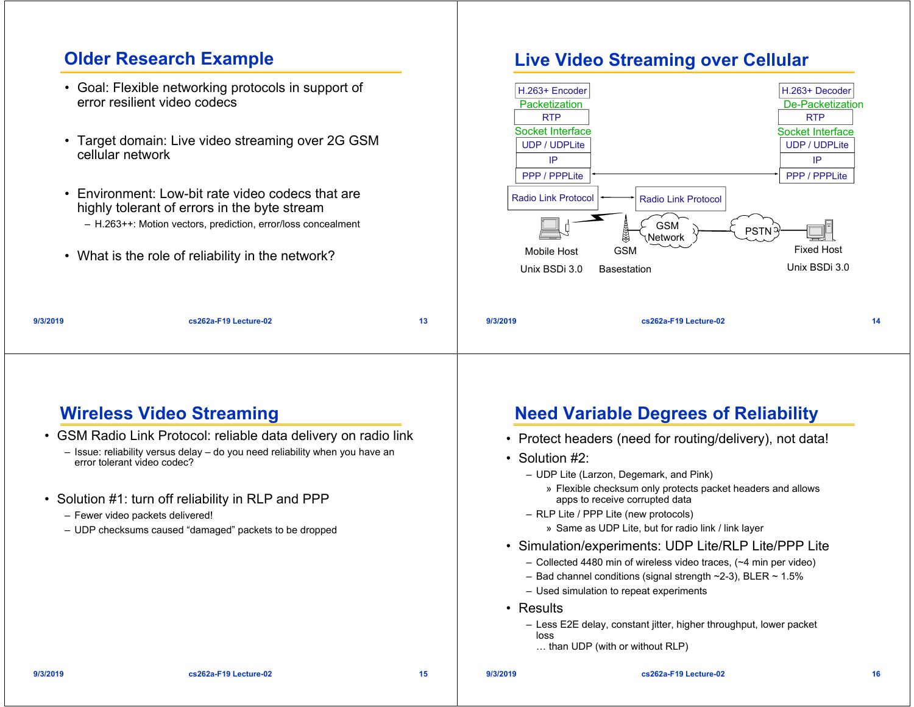## Older Research Example

- Goal: Flexible networking protocols in support of error resilient video codecs
- Target domain: Live video streaming over 2G GSM cellular network
- Environment: Low-bit rate video codecs that are highly tolerant of errors in the byte stream
  - H.263++: Motion vectors, prediction, error/loss concealment
- What is the role of reliability in the network?

## Live Video Streaming over Cellular

H.263+ Encoder
Packetization
RTP
Socket Interface
UDP / UDPLite
IP
PPP / PPPLite
Radio Link Protocol

Radio Link Protocol

H.263+ Decoder
De-Packetization
RTP
Socket Interface
UDP / UDPLite
IP
PPP / PPPLite

GSM Network
PSTN

Mobile Host
Unix BSDi 3.0

GSM
Basestation

Fixed Host
Unix BSDi 3.0

## Wireless Video Streaming

- GSM Radio Link Protocol: reliable data delivery on radio link
  - Issue: reliability versus delay – do you need reliability when you have an error tolerant video codec?
- Solution #1: turn off reliability in RLP and PPP
  - Fewer video packets delivered!
  - UDP checksums caused “damaged” packets to be dropped

## Need Variable Degrees of Reliability

- Protect headers (need for routing/delivery), not data!
- Solution #2:
  - UDP Lite (Larzon, Degemark, and Pink)
    - » Flexible checksum only protects packet headers and allows apps to receive corrupted data
  - RLP Lite / PPP Lite (new protocols)
    - » Same as UDP Lite, but for radio link / link layer
- Simulation/experiments: UDP Lite/RLP Lite/PPP Lite
  - Collected 4480 min of wireless video traces, (~4 min per video)
  - Bad channel conditions (signal strength ~2-3), BLER ~ 1.5%
  - Used simulation to repeat experiments
- Results
  - Less E2E delay, constant jitter, higher throughput, lower packet loss
    … than UDP (with or without RLP)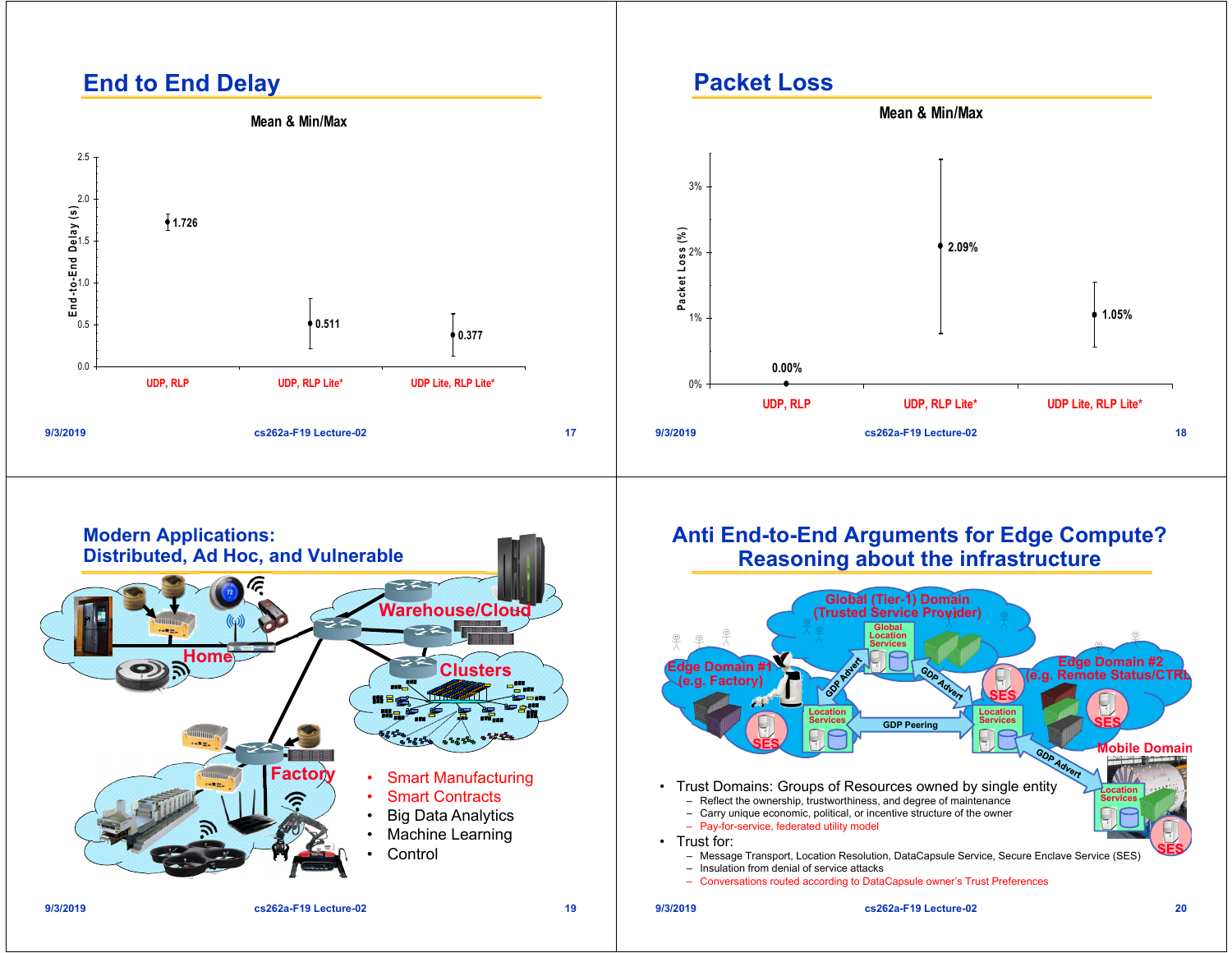## End to End Delay

**Mean & Min/Max**

| | UDP, RLP | UDP, RLP Lite* | UDP Lite, RLP Lite* |
|---|---|---|---|
| End-to-End Delay (s) | 1.726 | 0.511 | 0.377 |

## Packet Loss

**Mean & Min/Max**

| | UDP, RLP | UDP, RLP Lite* | UDP Lite, RLP Lite* |
|---|---|---|---|
| Packet Loss (%) | 0.00% | 2.09% | 1.05% |

## Modern Applications: Distributed, Ad Hoc, and Vulnerable

Home, Warehouse/Cloud, Clusters, Factory

- Smart Manufacturing
- Smart Contracts
- Big Data Analytics
- Machine Learning
- Control

## Anti End-to-End Arguments for Edge Compute? Reasoning about the infrastructure

Global (Tier-1) Domain (Trusted Service Provider); Global Location Services; Edge Domain #1 (e.g. Factory); Edge Domain #2 (e.g. Remote Status/CTRL); Mobile Domain; Location Services; SES; GDP Advert; GDP Peering

- Trust Domains: Groups of Resources owned by single entity
  - Reflect the ownership, trustworthiness, and degree of maintenance
  - Carry unique economic, political, or incentive structure of the owner
  - Pay-for-service, federated utility model
- Trust for:
  - Message Transport, Location Resolution, DataCapsule Service, Secure Enclave Service (SES)
  - Insulation from denial of service attacks
  - Conversations routed according to DataCapsule owner's Trust Preferences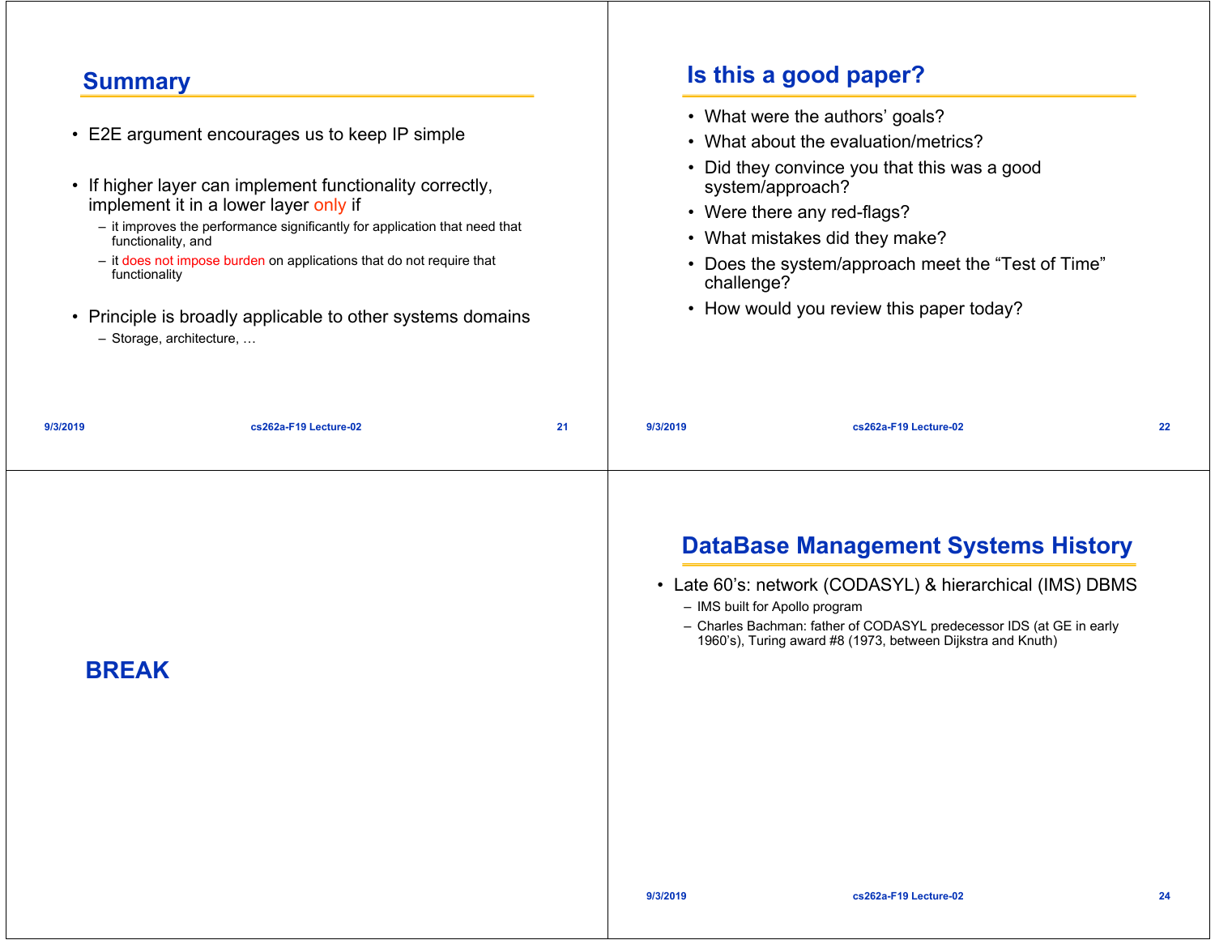## Summary

- E2E argument encourages us to keep IP simple
- If higher layer can implement functionality correctly, implement it in a lower layer only if
  - it improves the performance significantly for application that need that functionality, and
  - it does not impose burden on applications that do not require that functionality
- Principle is broadly applicable to other systems domains
  - Storage, architecture, …

## Is this a good paper?

- What were the authors' goals?
- What about the evaluation/metrics?
- Did they convince you that this was a good system/approach?
- Were there any red-flags?
- What mistakes did they make?
- Does the system/approach meet the "Test of Time" challenge?
- How would you review this paper today?

## BREAK

## DataBase Management Systems History

- Late 60's: network (CODASYL) & hierarchical (IMS) DBMS
  - IMS built for Apollo program
  - Charles Bachman: father of CODASYL predecessor IDS (at GE in early 1960's), Turing award #8 (1973, between Dijkstra and Knuth)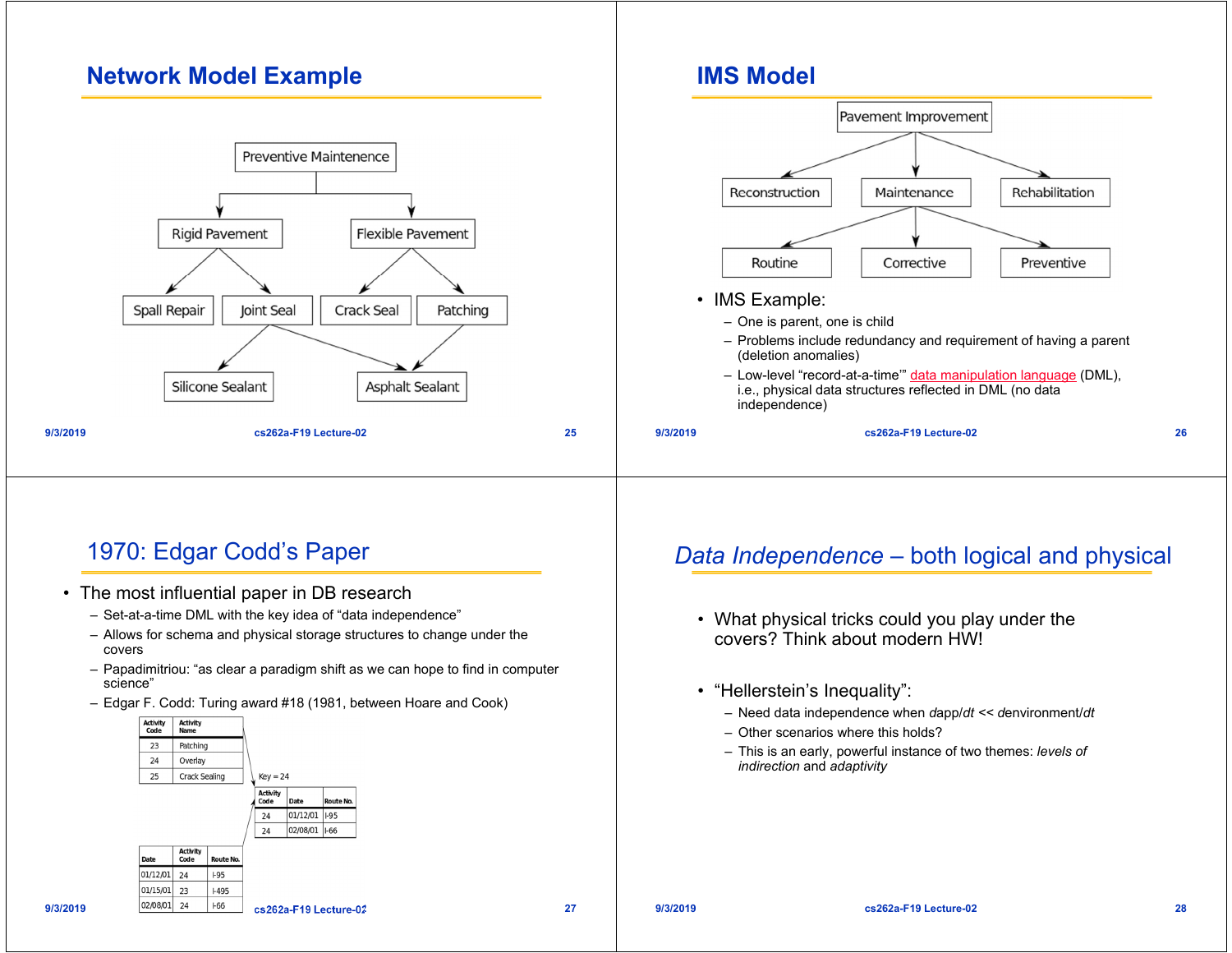## Network Model Example

Preventive Maintenence

Rigid Pavement — Spall Repair, Joint Seal

Flexible Pavement — Crack Seal, Patching

Joint Seal → Silicone Sealant, Asphalt Sealant

Patching → Asphalt Sealant

## IMS Model

Pavement Improvement → Reconstruction, Maintenance, Rehabilitation

Maintenance → Routine, Corrective, Preventive

- IMS Example:
  - One is parent, one is child
  - Problems include redundancy and requirement of having a parent (deletion anomalies)
  - Low-level "record-at-a-time" data manipulation language (DML), i.e., physical data structures reflected in DML (no data independence)

## 1970: Edgar Codd's Paper

- The most influential paper in DB research
  - Set-at-a-time DML with the key idea of "data independence"
  - Allows for schema and physical storage structures to change under the covers
  - Papadimitriou: "as clear a paradigm shift as we can hope to find in computer science"
  - Edgar F. Codd: Turing award #18 (1981, between Hoare and Cook)

| Activity Code | Activity Name |
|---|---|
| 23 | Patching |
| 24 | Overlay |
| 25 | Crack Sealing |

Key = 24

| Activity Code | Date | Route No. |
|---|---|---|
| 24 | 01/12/01 | I-95 |
| 24 | 02/08/01 | I-66 |

| Date | Activity Code | Route No. |
|---|---|---|
| 01/12/01 | 24 | I-95 |
| 01/15/01 | 23 | I-495 |
| 02/08/01 | 24 | I-66 |

## *Data Independence* – both logical and physical

- What physical tricks could you play under the covers? Think about modern HW!
- "Hellerstein's Inequality":
  - Need data independence when $dapp/dt \ll denvironment/dt$
  - Other scenarios where this holds?
  - This is an early, powerful instance of two themes: *levels of indirection* and *adaptivity*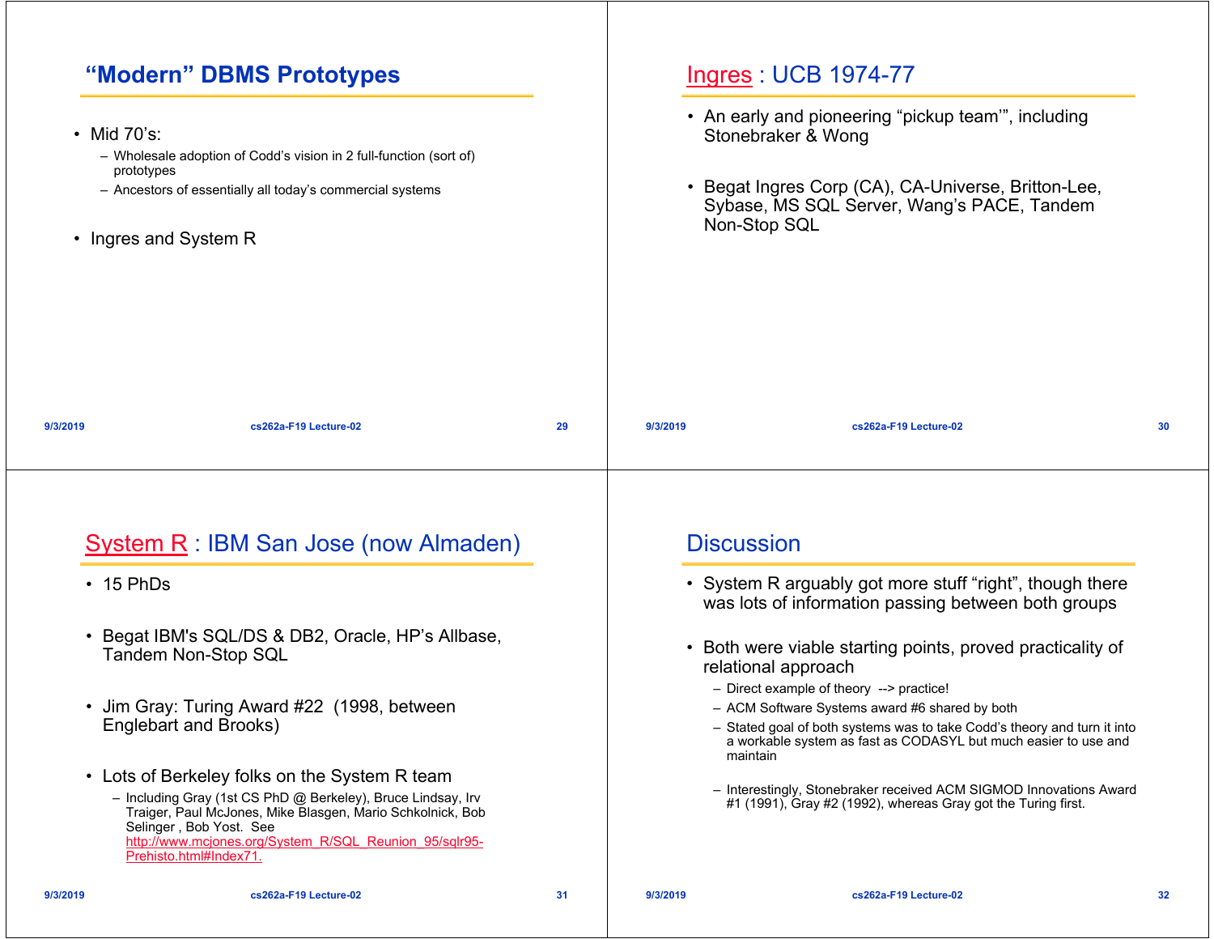## "Modern" DBMS Prototypes

- Mid 70's:
  - Wholesale adoption of Codd's vision in 2 full-function (sort of) prototypes
  - Ancestors of essentially all today's commercial systems
- Ingres and System R

## Ingres : UCB 1974-77

- An early and pioneering "pickup team'", including Stonebraker & Wong
- Begat Ingres Corp (CA), CA-Universe, Britton-Lee, Sybase, MS SQL Server, Wang's PACE, Tandem Non-Stop SQL

## System R : IBM San Jose (now Almaden)

- 15 PhDs
- Begat IBM's SQL/DS & DB2, Oracle, HP's Allbase, Tandem Non-Stop SQL
- Jim Gray: Turing Award #22 (1998, between Englebart and Brooks)
- Lots of Berkeley folks on the System R team
  - Including Gray (1st CS PhD @ Berkeley), Bruce Lindsay, Irv Traiger, Paul McJones, Mike Blasgen, Mario Schkolnick, Bob Selinger , Bob Yost. See http://www.mcjones.org/System_R/SQL_Reunion_95/sqlr95-Prehisto.html#Index71.

## Discussion

- System R arguably got more stuff "right", though there was lots of information passing between both groups
- Both were viable starting points, proved practicality of relational approach
  - Direct example of theory --> practice!
  - ACM Software Systems award #6 shared by both
  - Stated goal of both systems was to take Codd's theory and turn it into a workable system as fast as CODASYL but much easier to use and maintain
  - Interestingly, Stonebraker received ACM SIGMOD Innovations Award #1 (1991), Gray #2 (1992), whereas Gray got the Turing first.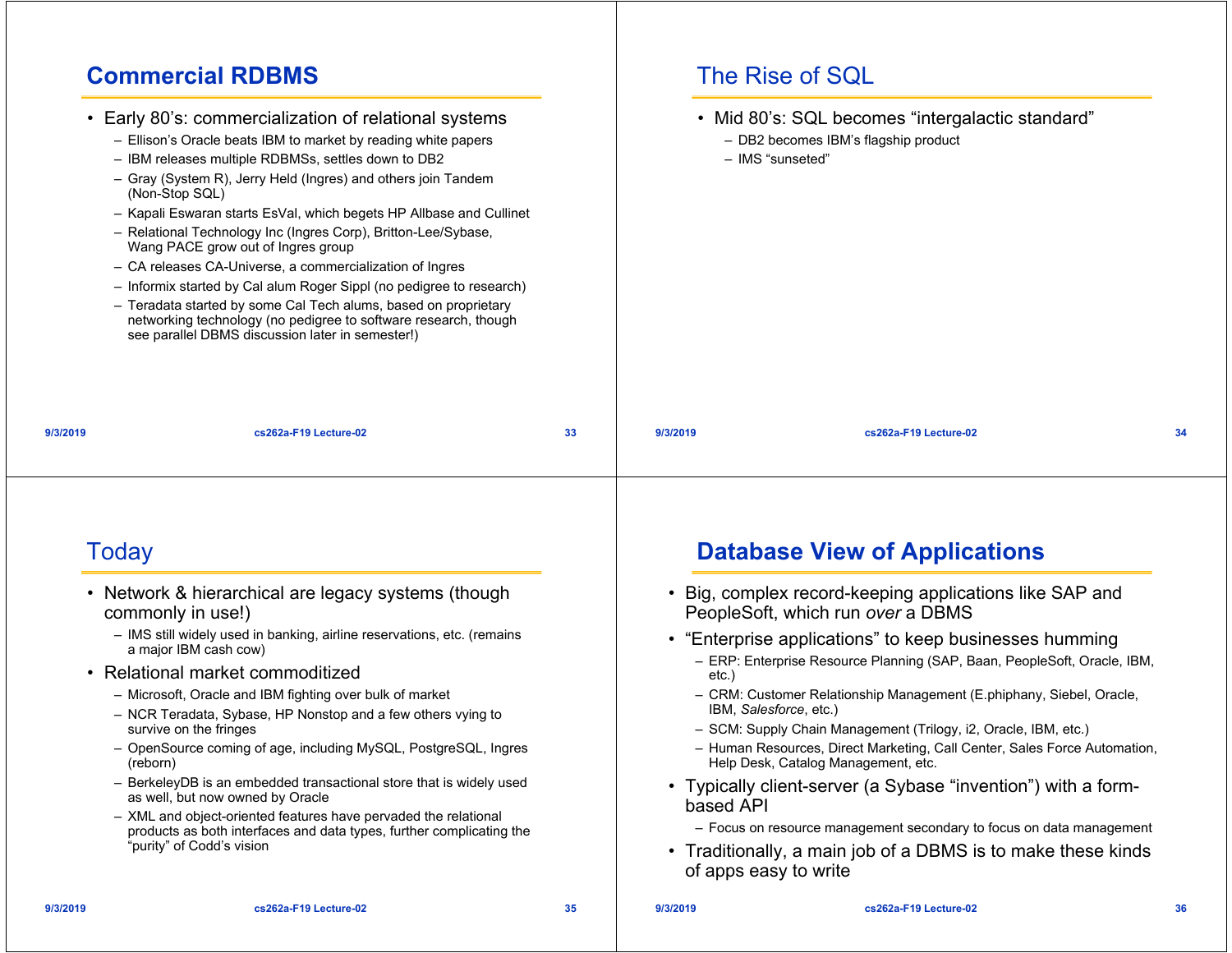## Commercial RDBMS

- Early 80's: commercialization of relational systems
  - Ellison's Oracle beats IBM to market by reading white papers
  - IBM releases multiple RDBMSs, settles down to DB2
  - Gray (System R), Jerry Held (Ingres) and others join Tandem (Non-Stop SQL)
  - Kapali Eswaran starts EsVal, which begets HP Allbase and Cullinet
  - Relational Technology Inc (Ingres Corp), Britton-Lee/Sybase, Wang PACE grow out of Ingres group
  - CA releases CA-Universe, a commercialization of Ingres
  - Informix started by Cal alum Roger Sippl (no pedigree to research)
  - Teradata started by some Cal Tech alums, based on proprietary networking technology (no pedigree to software research, though see parallel DBMS discussion later in semester!)

## The Rise of SQL

- Mid 80's: SQL becomes "intergalactic standard"
  - DB2 becomes IBM's flagship product
  - IMS "sunseted"

## Today

- Network & hierarchical are legacy systems (though commonly in use!)
  - IMS still widely used in banking, airline reservations, etc. (remains a major IBM cash cow)
- Relational market commoditized
  - Microsoft, Oracle and IBM fighting over bulk of market
  - NCR Teradata, Sybase, HP Nonstop and a few others vying to survive on the fringes
  - OpenSource coming of age, including MySQL, PostgreSQL, Ingres (reborn)
  - BerkeleyDB is an embedded transactional store that is widely used as well, but now owned by Oracle
  - XML and object-oriented features have pervaded the relational products as both interfaces and data types, further complicating the "purity" of Codd's vision

## Database View of Applications

- Big, complex record-keeping applications like SAP and PeopleSoft, which run *over* a DBMS
- "Enterprise applications" to keep businesses humming
  - ERP: Enterprise Resource Planning (SAP, Baan, PeopleSoft, Oracle, IBM, etc.)
  - CRM: Customer Relationship Management (E.phiphany, Siebel, Oracle, IBM, *Salesforce*, etc.)
  - SCM: Supply Chain Management (Trilogy, i2, Oracle, IBM, etc.)
  - Human Resources, Direct Marketing, Call Center, Sales Force Automation, Help Desk, Catalog Management, etc.
- Typically client-server (a Sybase "invention") with a form-based API
  - Focus on resource management secondary to focus on data management
- Traditionally, a main job of a DBMS is to make these kinds of apps easy to write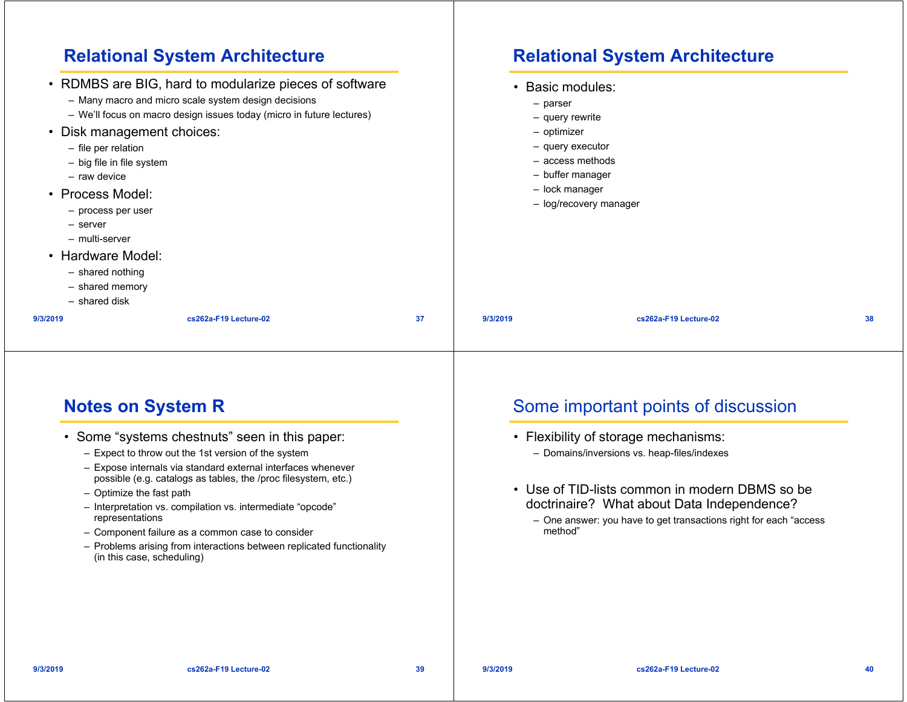## Relational System Architecture

- RDMBS are BIG, hard to modularize pieces of software
  - Many macro and micro scale system design decisions
  - We'll focus on macro design issues today (micro in future lectures)
- Disk management choices:
  - file per relation
  - big file in file system
  - raw device
- Process Model:
  - process per user
  - server
  - multi-server
- Hardware Model:
  - shared nothing
  - shared memory
  - shared disk

## Relational System Architecture

- Basic modules:
  - parser
  - query rewrite
  - optimizer
  - query executor
  - access methods
  - buffer manager
  - lock manager
  - log/recovery manager

## Notes on System R

- Some "systems chestnuts" seen in this paper:
  - Expect to throw out the 1st version of the system
  - Expose internals via standard external interfaces whenever possible (e.g. catalogs as tables, the /proc filesystem, etc.)
  - Optimize the fast path
  - Interpretation vs. compilation vs. intermediate "opcode" representations
  - Component failure as a common case to consider
  - Problems arising from interactions between replicated functionality (in this case, scheduling)

## Some important points of discussion

- Flexibility of storage mechanisms:
  - Domains/inversions vs. heap-files/indexes
- Use of TID-lists common in modern DBMS so be doctrinaire? What about Data Independence?
  - One answer: you have to get transactions right for each "access method"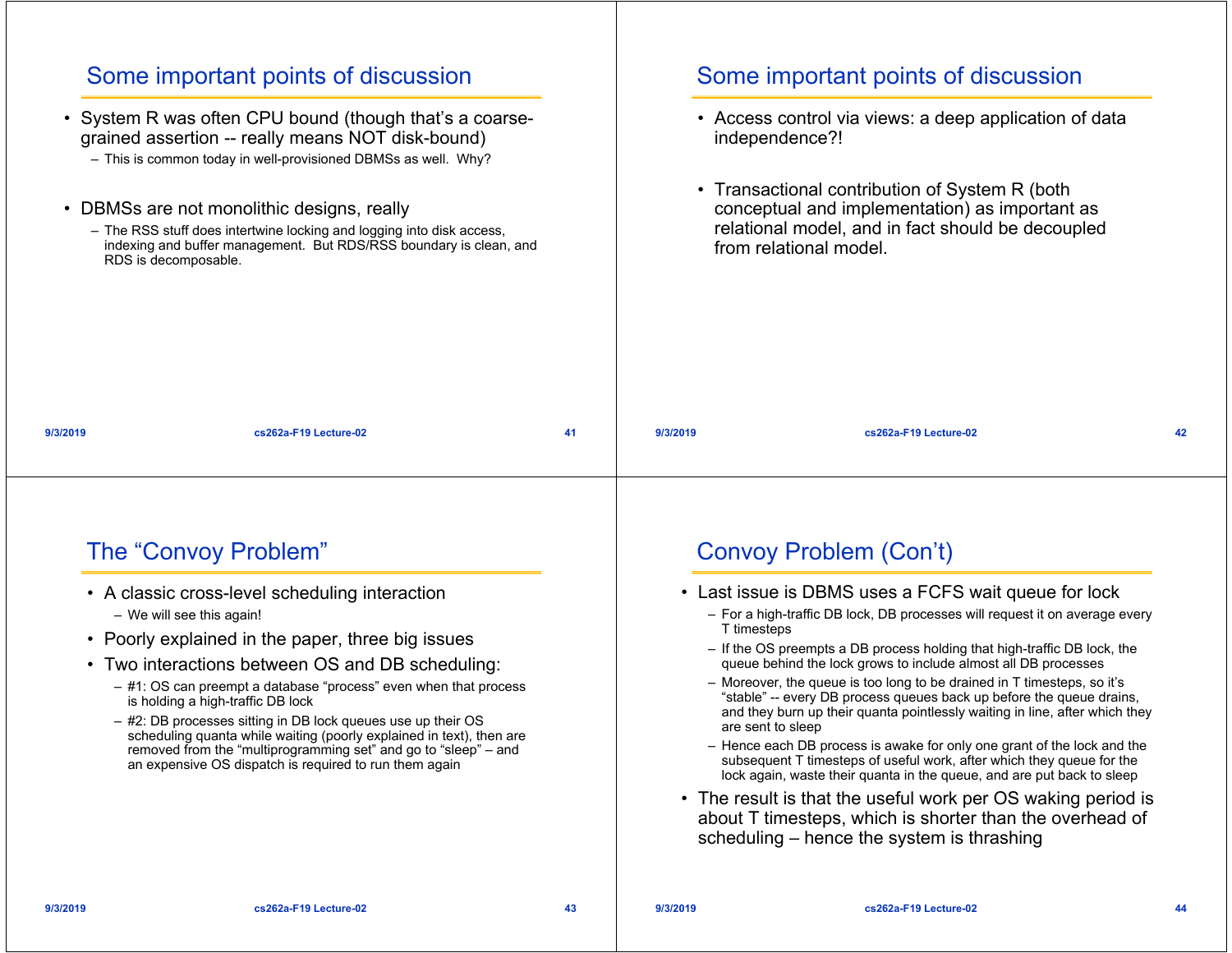## Some important points of discussion

- System R was often CPU bound (though that's a coarse-grained assertion -- really means NOT disk-bound)
  - This is common today in well-provisioned DBMSs as well. Why?
- DBMSs are not monolithic designs, really
  - The RSS stuff does intertwine locking and logging into disk access, indexing and buffer management. But RDS/RSS boundary is clean, and RDS is decomposable.

## Some important points of discussion

- Access control via views: a deep application of data independence?!
- Transactional contribution of System R (both conceptual and implementation) as important as relational model, and in fact should be decoupled from relational model.

## The "Convoy Problem"

- A classic cross-level scheduling interaction
  - We will see this again!
- Poorly explained in the paper, three big issues
- Two interactions between OS and DB scheduling:
  - #1: OS can preempt a database "process" even when that process is holding a high-traffic DB lock
  - #2: DB processes sitting in DB lock queues use up their OS scheduling quanta while waiting (poorly explained in text), then are removed from the "multiprogramming set" and go to "sleep" – and an expensive OS dispatch is required to run them again

## Convoy Problem (Con't)

- Last issue is DBMS uses a FCFS wait queue for lock
  - For a high-traffic DB lock, DB processes will request it on average every T timesteps
  - If the OS preempts a DB process holding that high-traffic DB lock, the queue behind the lock grows to include almost all DB processes
  - Moreover, the queue is too long to be drained in T timesteps, so it's "stable" -- every DB process queues back up before the queue drains, and they burn up their quanta pointlessly waiting in line, after which they are sent to sleep
  - Hence each DB process is awake for only one grant of the lock and the subsequent T timesteps of useful work, after which they queue for the lock again, waste their quanta in the queue, and are put back to sleep
- The result is that the useful work per OS waking period is about T timesteps, which is shorter than the overhead of scheduling – hence the system is thrashing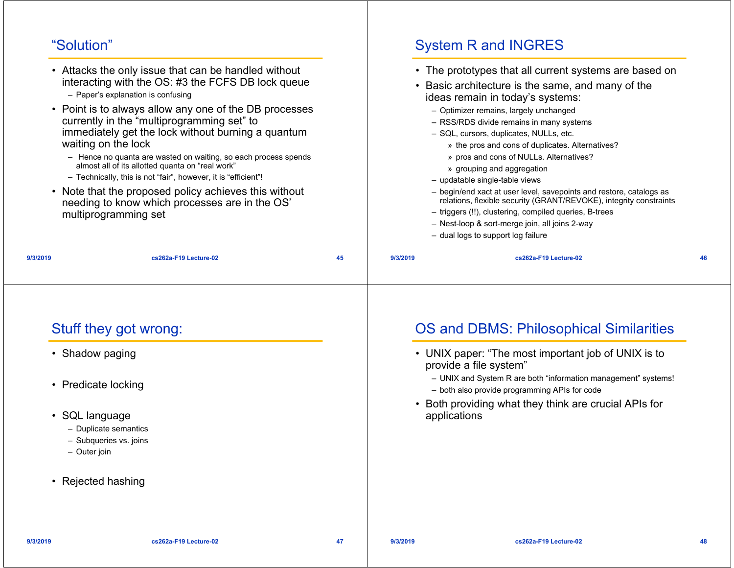## "Solution"

- Attacks the only issue that can be handled without interacting with the OS: #3 the FCFS DB lock queue
  - Paper's explanation is confusing
- Point is to always allow any one of the DB processes currently in the "multiprogramming set" to immediately get the lock without burning a quantum waiting on the lock
  - Hence no quanta are wasted on waiting, so each process spends almost all of its allotted quanta on "real work"
  - Technically, this is not "fair", however, it is "efficient"!
- Note that the proposed policy achieves this without needing to know which processes are in the OS' multiprogramming set

## System R and INGRES

- The prototypes that all current systems are based on
- Basic architecture is the same, and many of the ideas remain in today's systems:
  - Optimizer remains, largely unchanged
  - RSS/RDS divide remains in many systems
  - SQL, cursors, duplicates, NULLs, etc.
    - » the pros and cons of duplicates. Alternatives?
    - » pros and cons of NULLs. Alternatives?
    - » grouping and aggregation
  - updatable single-table views
  - begin/end xact at user level, savepoints and restore, catalogs as relations, flexible security (GRANT/REVOKE), integrity constraints
  - triggers (!!), clustering, compiled queries, B-trees
  - Nest-loop & sort-merge join, all joins 2-way
  - dual logs to support log failure

## Stuff they got wrong:

- Shadow paging
- Predicate locking
- SQL language
  - Duplicate semantics
  - Subqueries vs. joins
  - Outer join
- Rejected hashing

## OS and DBMS: Philosophical Similarities

- UNIX paper: "The most important job of UNIX is to provide a file system"
  - UNIX and System R are both "information management" systems!
  - both also provide programming APIs for code
- Both providing what they think are crucial APIs for applications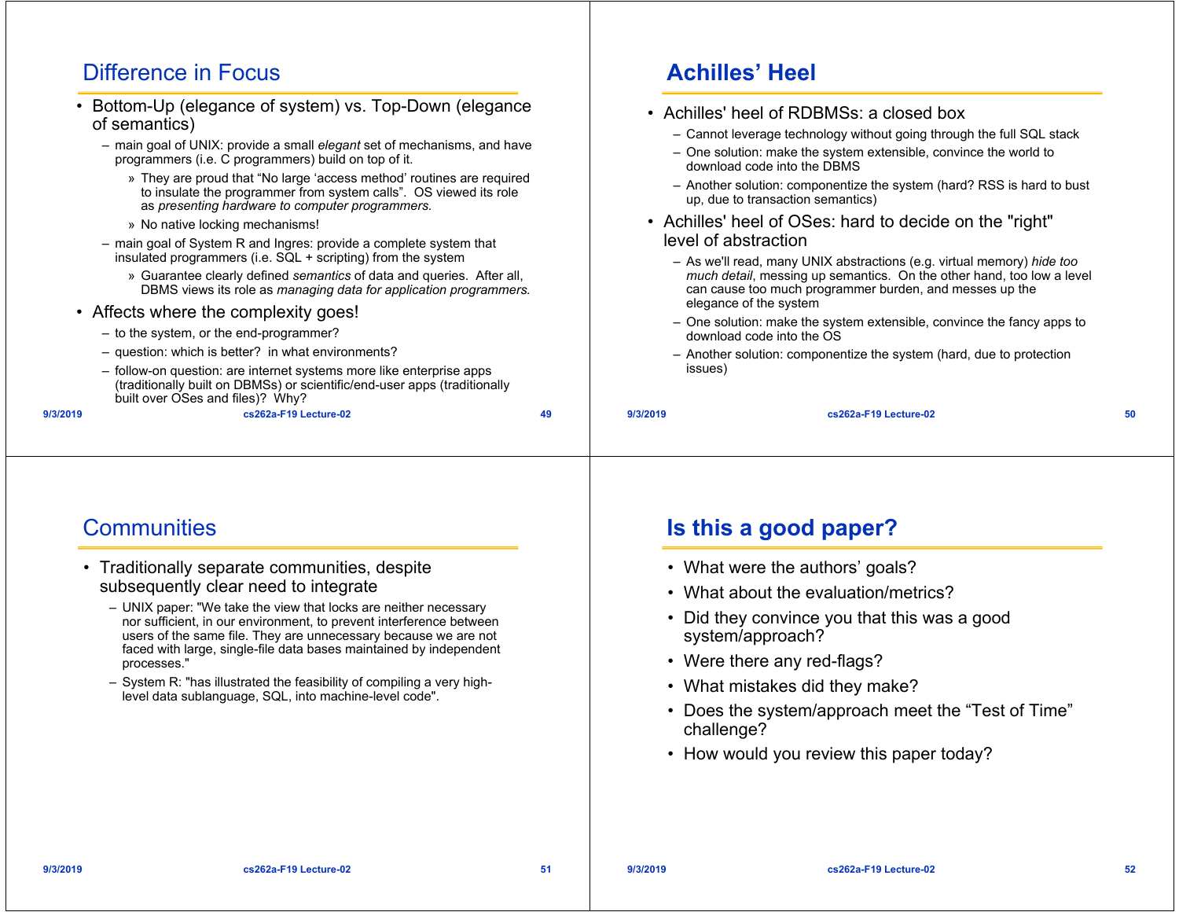## Difference in Focus

- Bottom-Up (elegance of system) vs. Top-Down (elegance of semantics)
  - main goal of UNIX: provide a small *elegant* set of mechanisms, and have programmers (i.e. C programmers) build on top of it.
    - » They are proud that "No large 'access method' routines are required to insulate the programmer from system calls". OS viewed its role as *presenting hardware to computer programmers.*
    - » No native locking mechanisms!
  - main goal of System R and Ingres: provide a complete system that insulated programmers (i.e. SQL + scripting) from the system
    - » Guarantee clearly defined *semantics* of data and queries. After all, DBMS views its role as *managing data for application programmers.*
- Affects where the complexity goes!
  - to the system, or the end-programmer?
  - question: which is better? in what environments?
  - follow-on question: are internet systems more like enterprise apps (traditionally built on DBMSs) or scientific/end-user apps (traditionally built over OSes and files)? Why?

## Achilles' Heel

- Achilles' heel of RDBMSs: a closed box
  - Cannot leverage technology without going through the full SQL stack
  - One solution: make the system extensible, convince the world to download code into the DBMS
  - Another solution: componentize the system (hard? RSS is hard to bust up, due to transaction semantics)
- Achilles' heel of OSes: hard to decide on the "right" level of abstraction
  - As we'll read, many UNIX abstractions (e.g. virtual memory) *hide too much detail*, messing up semantics. On the other hand, too low a level can cause too much programmer burden, and messes up the elegance of the system
  - One solution: make the system extensible, convince the fancy apps to download code into the OS
  - Another solution: componentize the system (hard, due to protection issues)

## Communities

- Traditionally separate communities, despite subsequently clear need to integrate
  - UNIX paper: "We take the view that locks are neither necessary nor sufficient, in our environment, to prevent interference between users of the same file. They are unnecessary because we are not faced with large, single-file data bases maintained by independent processes."
  - System R: "has illustrated the feasibility of compiling a very high-level data sublanguage, SQL, into machine-level code".

## Is this a good paper?

- What were the authors' goals?
- What about the evaluation/metrics?
- Did they convince you that this was a good system/approach?
- Were there any red-flags?
- What mistakes did they make?
- Does the system/approach meet the "Test of Time" challenge?
- How would you review this paper today?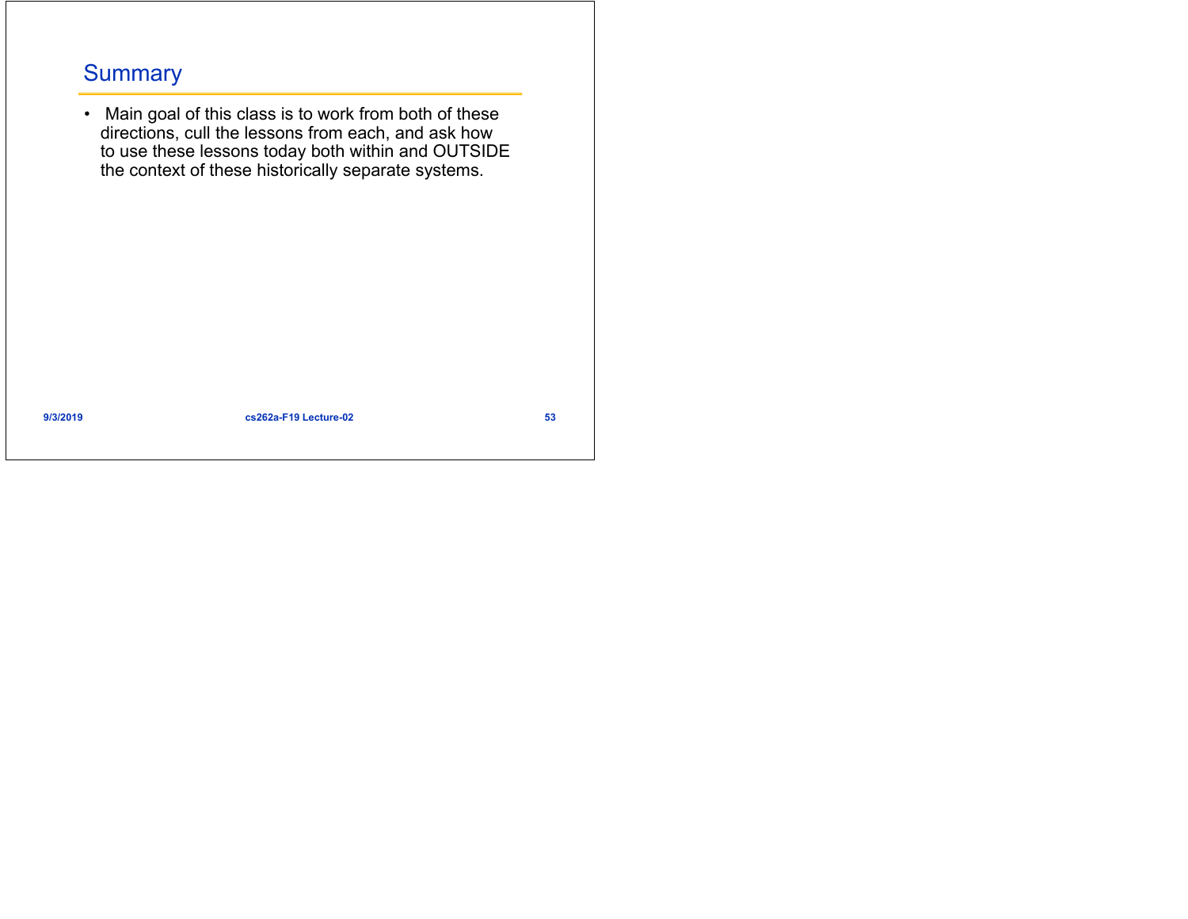## Summary

- Main goal of this class is to work from both of these directions, cull the lessons from each, and ask how to use these lessons today both within and OUTSIDE the context of these historically separate systems.